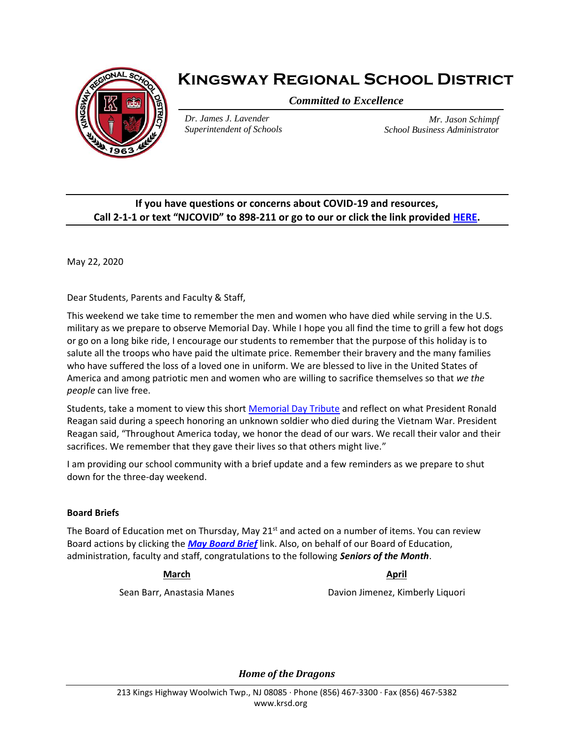# Kingsway Regional School District

*Committed to Excellence*

*Dr. James J. Lavender*
*Superintendent of Schools*

*Mr. Jason Schimpf*
*School Business Administrator*

---

**If you have questions or concerns about COVID-19 and resources,**
**Call 2-1-1 or text "NJCOVID" to 898-211 or go to our or click the link provided HERE.**

---

May 22, 2020

Dear Students, Parents and Faculty & Staff,

This weekend we take time to remember the men and women who have died while serving in the U.S. military as we prepare to observe Memorial Day. While I hope you all find the time to grill a few hot dogs or go on a long bike ride, I encourage our students to remember that the purpose of this holiday is to salute all the troops who have paid the ultimate price. Remember their bravery and the many families who have suffered the loss of a loved one in uniform. We are blessed to live in the United States of America and among patriotic men and women who are willing to sacrifice themselves so that *we the people* can live free.

Students, take a moment to view this short Memorial Day Tribute and reflect on what President Ronald Reagan said during a speech honoring an unknown soldier who died during the Vietnam War. President Reagan said, "Throughout America today, we honor the dead of our wars. We recall their valor and their sacrifices. We remember that they gave their lives so that others might live."

I am providing our school community with a brief update and a few reminders as we prepare to shut down for the three-day weekend.

**Board Briefs**

The Board of Education met on Thursday, May 21st and acted on a number of items. You can review Board actions by clicking the ***May Board Brief*** link. Also, on behalf of our Board of Education, administration, faculty and staff, congratulations to the following ***Seniors of the Month***.

| March | April |
| --- | --- |
| Sean Barr, Anastasia Manes | Davion Jimenez, Kimberly Liquori |

*Home of the Dragons*

213 Kings Highway Woolwich Twp., NJ 08085 · Phone (856) 467-3300 · Fax (856) 467-5382
www.krsd.org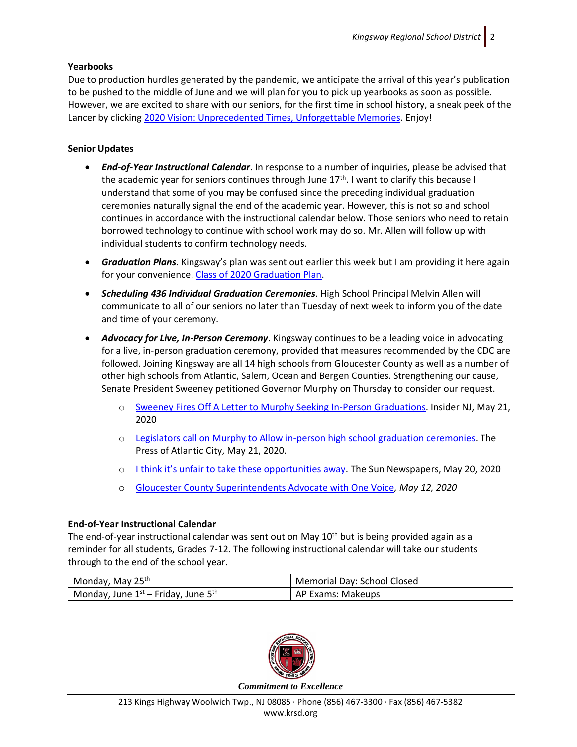**Yearbooks**

Due to production hurdles generated by the pandemic, we anticipate the arrival of this year's publication to be pushed to the middle of June and we will plan for you to pick up yearbooks as soon as possible. However, we are excited to share with our seniors, for the first time in school history, a sneak peek of the Lancer by clicking 2020 Vision: Unprecedented Times, Unforgettable Memories. Enjoy!

**Senior Updates**

- ***End-of-Year Instructional Calendar***. In response to a number of inquiries, please be advised that the academic year for seniors continues through June 17th. I want to clarify this because I understand that some of you may be confused since the preceding individual graduation ceremonies naturally signal the end of the academic year. However, this is not so and school continues in accordance with the instructional calendar below. Those seniors who need to retain borrowed technology to continue with school work may do so. Mr. Allen will follow up with individual students to confirm technology needs.
- ***Graduation Plans***. Kingsway's plan was sent out earlier this week but I am providing it here again for your convenience. Class of 2020 Graduation Plan.
- ***Scheduling 436 Individual Graduation Ceremonies***. High School Principal Melvin Allen will communicate to all of our seniors no later than Tuesday of next week to inform you of the date and time of your ceremony.
- ***Advocacy for Live, In-Person Ceremony***. Kingsway continues to be a leading voice in advocating for a live, in-person graduation ceremony, provided that measures recommended by the CDC are followed. Joining Kingsway are all 14 high schools from Gloucester County as well as a number of other high schools from Atlantic, Salem, Ocean and Bergen Counties. Strengthening our cause, Senate President Sweeney petitioned Governor Murphy on Thursday to consider our request.
  - Sweeney Fires Off A Letter to Murphy Seeking In-Person Graduations. Insider NJ, May 21, 2020
  - Legislators call on Murphy to Allow in-person high school graduation ceremonies. The Press of Atlantic City, May 21, 2020.
  - I think it's unfair to take these opportunities away. The Sun Newspapers, May 20, 2020
  - Gloucester County Superintendents Advocate with One Voice*, May 12, 2020*

**End-of-Year Instructional Calendar**

The end-of-year instructional calendar was sent out on May 10th but is being provided again as a reminder for all students, Grades 7-12. The following instructional calendar will take our students through to the end of the school year.

| | |
|---|---|
| Monday, May 25th | Memorial Day: School Closed |
| Monday, June 1st – Friday, June 5th | AP Exams: Makeups |

*Commitment to Excellence*

213 Kings Highway Woolwich Twp., NJ 08085 · Phone (856) 467-3300 · Fax (856) 467-5382
www.krsd.org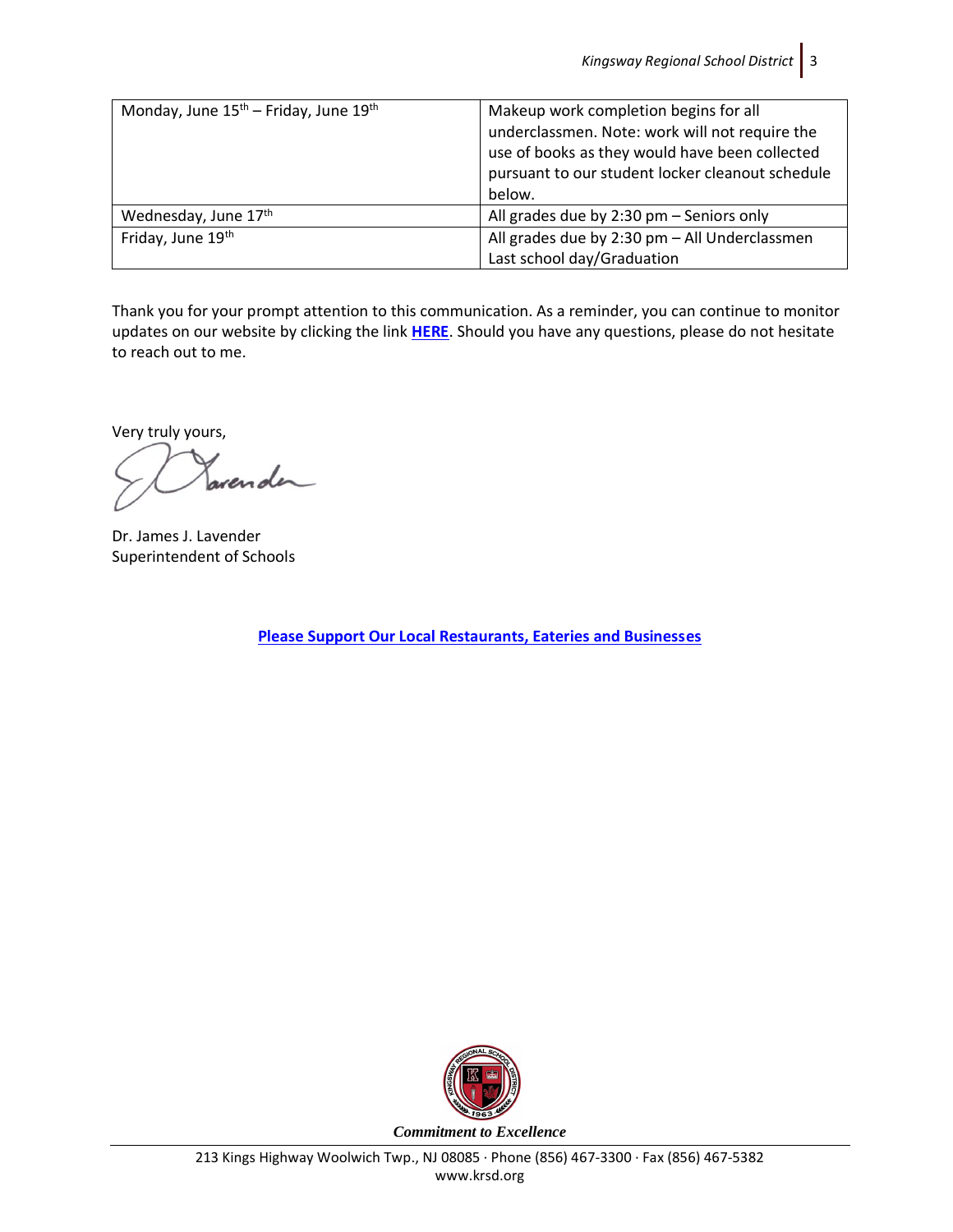| | |
|---|---|
| Monday, June 15th – Friday, June 19th | Makeup work completion begins for all underclassmen. Note: work will not require the use of books as they would have been collected pursuant to our student locker cleanout schedule below. |
| Wednesday, June 17th | All grades due by 2:30 pm – Seniors only |
| Friday, June 19th | All grades due by 2:30 pm – All Underclassmen<br>Last school day/Graduation |

Thank you for your prompt attention to this communication. As a reminder, you can continue to monitor updates on our website by clicking the link **HERE**. Should you have any questions, please do not hesitate to reach out to me.

Very truly yours,

Dr. James J. Lavender
Superintendent of Schools

**Please Support Our Local Restaurants, Eateries and Businesses**

*Commitment to Excellence*

213 Kings Highway Woolwich Twp., NJ 08085 · Phone (856) 467-3300 · Fax (856) 467-5382
www.krsd.org